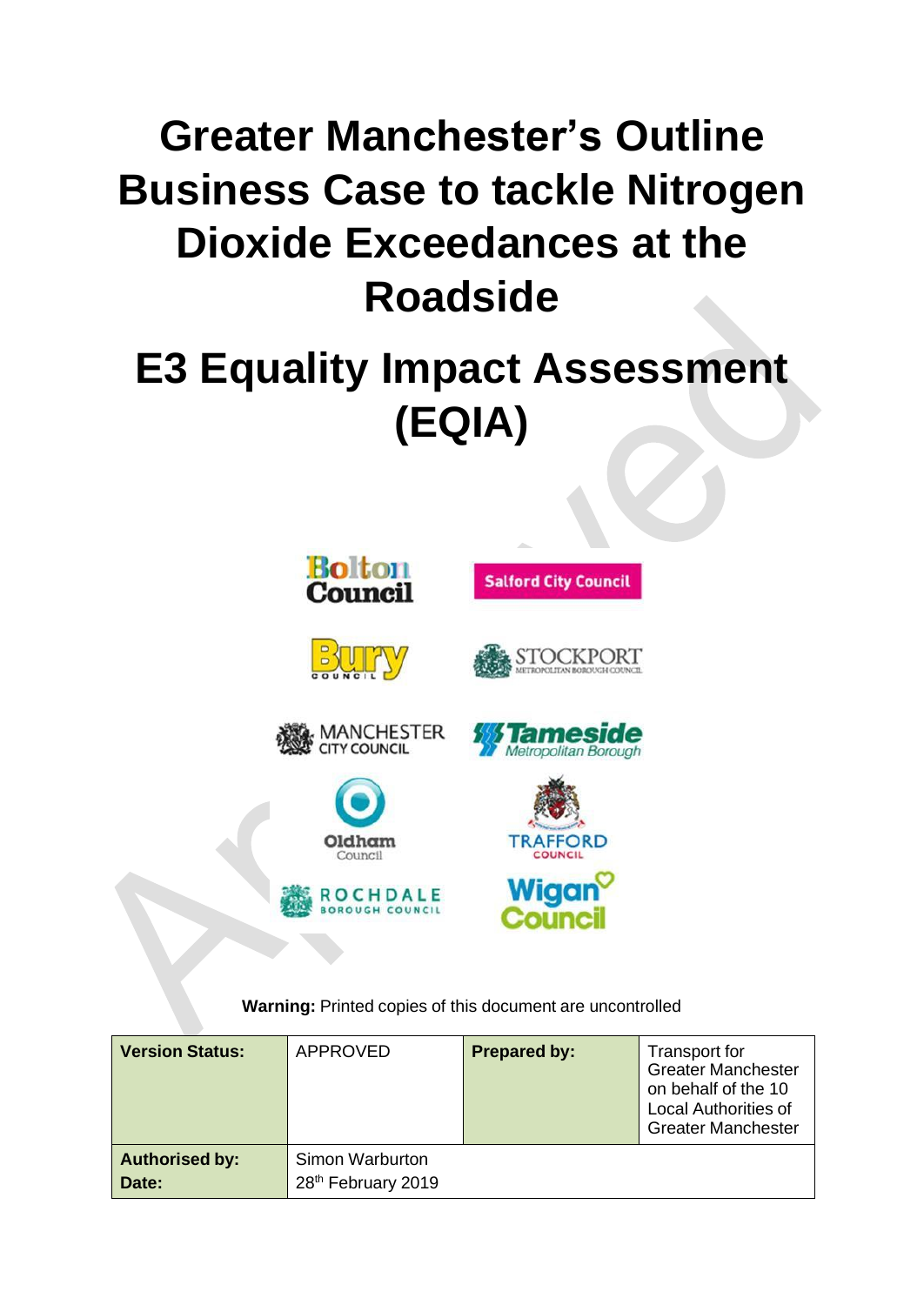# Greater Manchester's Outline Business Case to tackle Nitrogen Dioxide Exceedances at the Roadside

# E3 Equality Impact Assessment (EQIA)

**Warning:** Printed copies of this document are uncontrolled

| **Version Status:** | APPROVED | **Prepared by:** | Transport for Greater Manchester on behalf of the 10 Local Authorities of Greater Manchester |
|---|---|---|---|
| **Authorised by:**<br>**Date:** | Simon Warburton<br>28th February 2019 | | |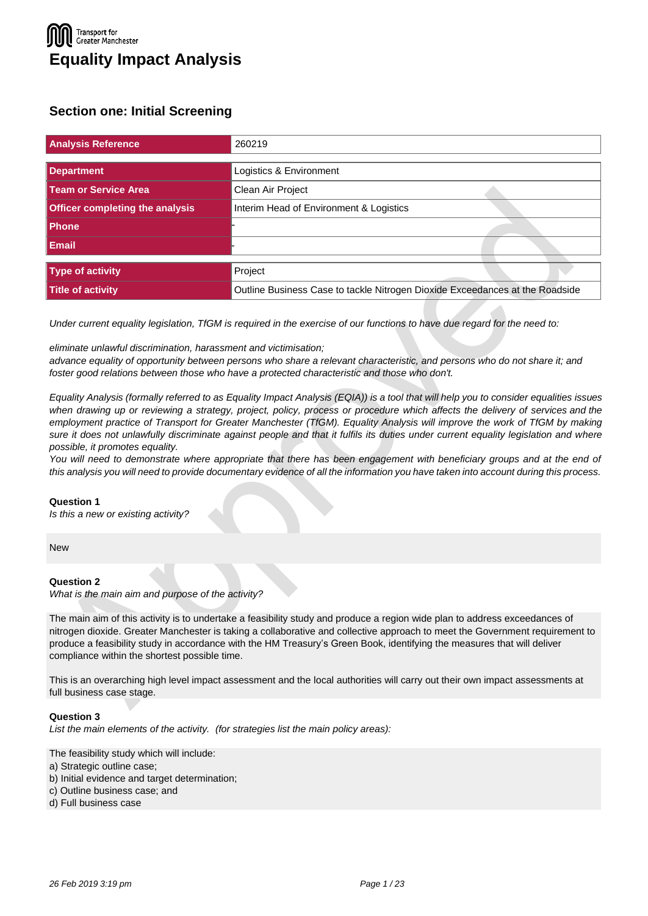Transport for Greater Manchester

# Equality Impact Analysis

## Section one: Initial Screening

| | |
|---|---|
| **Analysis Reference** | 260219 |
| **Department** | Logistics & Environment |
| **Team or Service Area** | Clean Air Project |
| **Officer completing the analysis** | Interim Head of Environment & Logistics |
| **Phone** | - |
| **Email** | - |
| **Type of activity** | Project |
| **Title of activity** | Outline Business Case to tackle Nitrogen Dioxide Exceedances at the Roadside |

*Under current equality legislation, TfGM is required in the exercise of our functions to have due regard for the need to:*

*eliminate unlawful discrimination, harassment and victimisation;*
*advance equality of opportunity between persons who share a relevant characteristic, and persons who do not share it; and foster good relations between those who have a protected characteristic and those who don't.*

*Equality Analysis (formally referred to as Equality Impact Analysis (EQIA)) is a tool that will help you to consider equalities issues when drawing up or reviewing a strategy, project, policy, process or procedure which affects the delivery of services and the employment practice of Transport for Greater Manchester (TfGM). Equality Analysis will improve the work of TfGM by making sure it does not unlawfully discriminate against people and that it fulfils its duties under current equality legislation and where possible, it promotes equality.*
*You will need to demonstrate where appropriate that there has been engagement with beneficiary groups and at the end of this analysis you will need to provide documentary evidence of all the information you have taken into account during this process.*

**Question 1**
*Is this a new or existing activity?*

New

**Question 2**
*What is the main aim and purpose of the activity?*

The main aim of this activity is to undertake a feasibility study and produce a region wide plan to address exceedances of nitrogen dioxide. Greater Manchester is taking a collaborative and collective approach to meet the Government requirement to produce a feasibility study in accordance with the HM Treasury's Green Book, identifying the measures that will deliver compliance within the shortest possible time.

This is an overarching high level impact assessment and the local authorities will carry out their own impact assessments at full business case stage.

**Question 3**
*List the main elements of the activity. (for strategies list the main policy areas):*

The feasibility study which will include:
a) Strategic outline case;
b) Initial evidence and target determination;
c) Outline business case; and
d) Full business case

26 Feb 2019 3:19 pm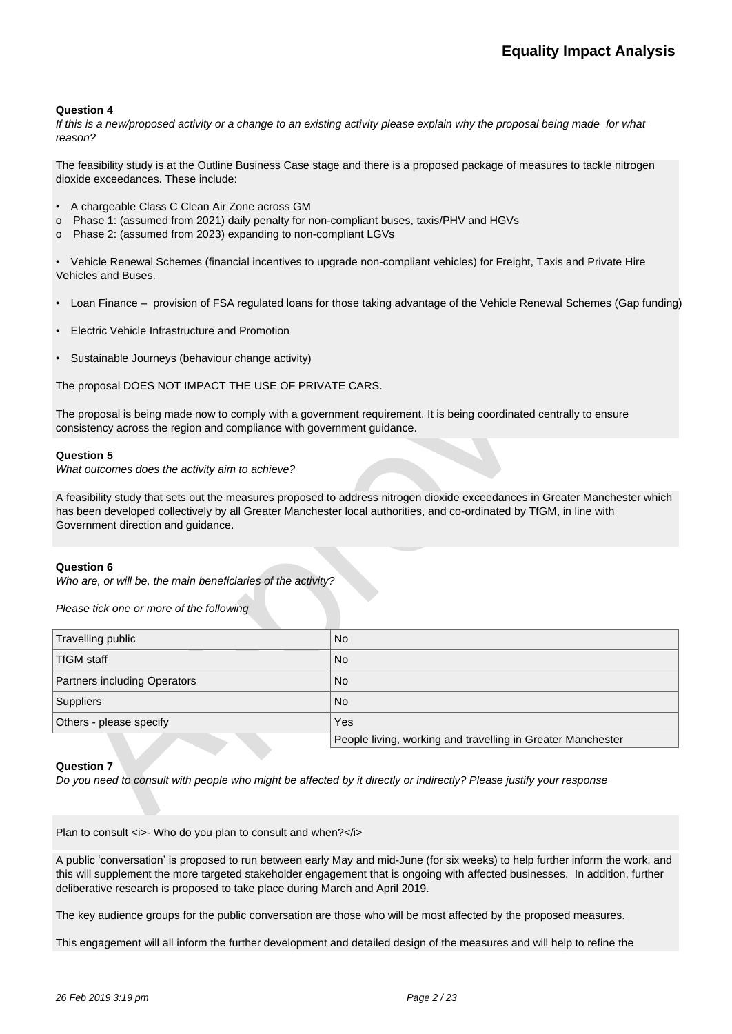**Question 4**

*If this is a new/proposed activity or a change to an existing activity please explain why the proposal being made for what reason?*

The feasibility study is at the Outline Business Case stage and there is a proposed package of measures to tackle nitrogen dioxide exceedances. These include:

- A chargeable Class C Clean Air Zone across GM
  - o Phase 1: (assumed from 2021) daily penalty for non-compliant buses, taxis/PHV and HGVs
  - o Phase 2: (assumed from 2023) expanding to non-compliant LGVs
- Vehicle Renewal Schemes (financial incentives to upgrade non-compliant vehicles) for Freight, Taxis and Private Hire Vehicles and Buses.
- Loan Finance – provision of FSA regulated loans for those taking advantage of the Vehicle Renewal Schemes (Gap funding)
- Electric Vehicle Infrastructure and Promotion
- Sustainable Journeys (behaviour change activity)

The proposal DOES NOT IMPACT THE USE OF PRIVATE CARS.

The proposal is being made now to comply with a government requirement. It is being coordinated centrally to ensure consistency across the region and compliance with government guidance.

**Question 5**

*What outcomes does the activity aim to achieve?*

A feasibility study that sets out the measures proposed to address nitrogen dioxide exceedances in Greater Manchester which has been developed collectively by all Greater Manchester local authorities, and co-ordinated by TfGM, in line with Government direction and guidance.

**Question 6**

*Who are, or will be, the main beneficiaries of the activity?*

*Please tick one or more of the following*

| | |
|---|---|
| Travelling public | No |
| TfGM staff | No |
| Partners including Operators | No |
| Suppliers | No |
| Others - please specify | Yes |
| | People living, working and travelling in Greater Manchester |

**Question 7**

*Do you need to consult with people who might be affected by it directly or indirectly? Please justify your response*

Plan to consult <i>- Who do you plan to consult and when?</i>

A public 'conversation' is proposed to run between early May and mid-June (for six weeks) to help further inform the work, and this will supplement the more targeted stakeholder engagement that is ongoing with affected businesses. In addition, further deliberative research is proposed to take place during March and April 2019.

The key audience groups for the public conversation are those who will be most affected by the proposed measures.

This engagement will all inform the further development and detailed design of the measures and will help to refine the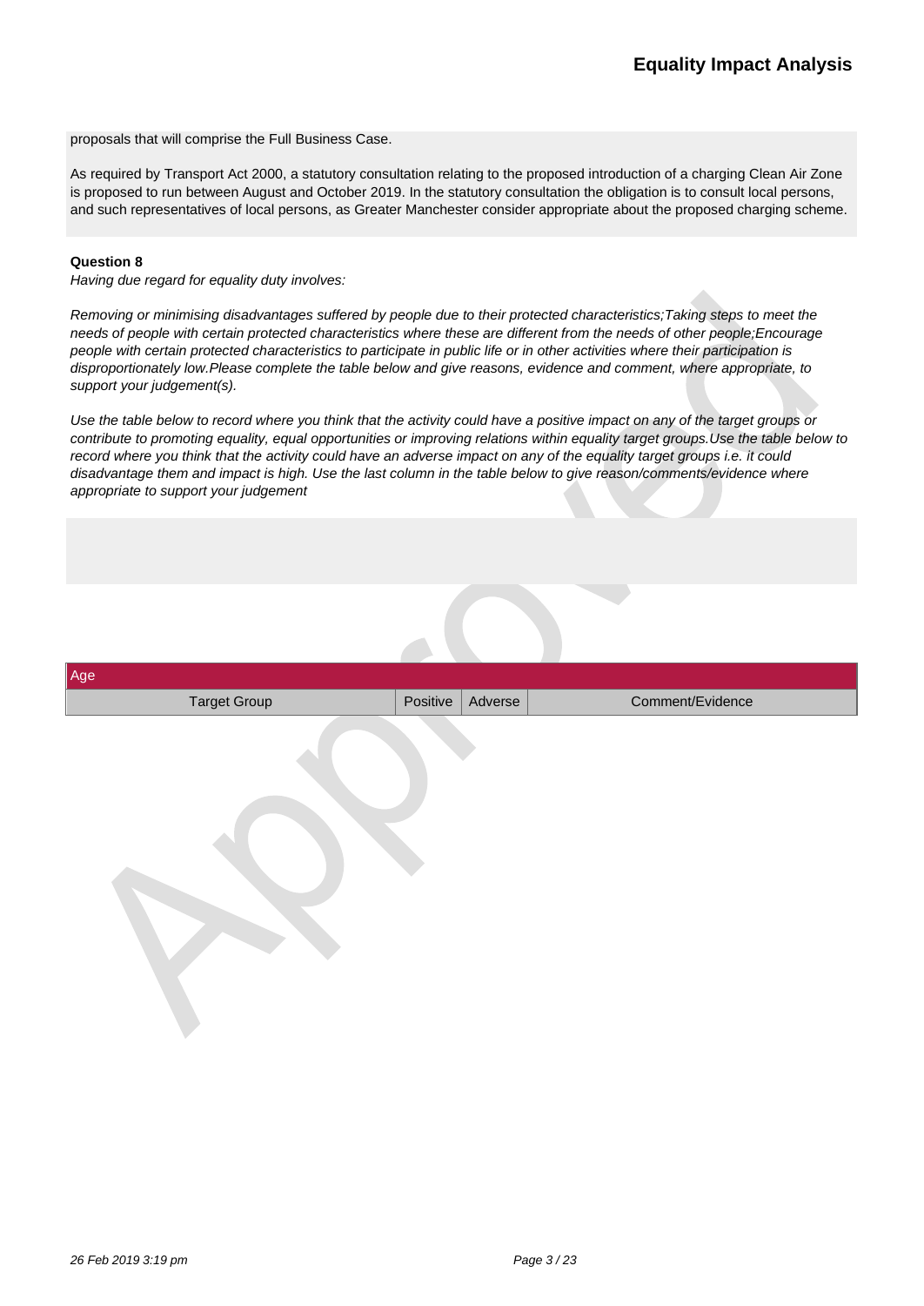proposals that will comprise the Full Business Case.

As required by Transport Act 2000, a statutory consultation relating to the proposed introduction of a charging Clean Air Zone is proposed to run between August and October 2019. In the statutory consultation the obligation is to consult local persons, and such representatives of local persons, as Greater Manchester consider appropriate about the proposed charging scheme.

**Question 8**

*Having due regard for equality duty involves:*

*Removing or minimising disadvantages suffered by people due to their protected characteristics;Taking steps to meet the needs of people with certain protected characteristics where these are different from the needs of other people;Encourage people with certain protected characteristics to participate in public life or in other activities where their participation is disproportionately low.Please complete the table below and give reasons, evidence and comment, where appropriate, to support your judgement(s).*

*Use the table below to record where you think that the activity could have a positive impact on any of the target groups or contribute to promoting equality, equal opportunities or improving relations within equality target groups.Use the table below to record where you think that the activity could have an adverse impact on any of the equality target groups i.e. it could disadvantage them and impact is high. Use the last column in the table below to give reason/comments/evidence where appropriate to support your judgement*

| Age | | | |
|---|---|---|---|
| Target Group | Positive | Adverse | Comment/Evidence |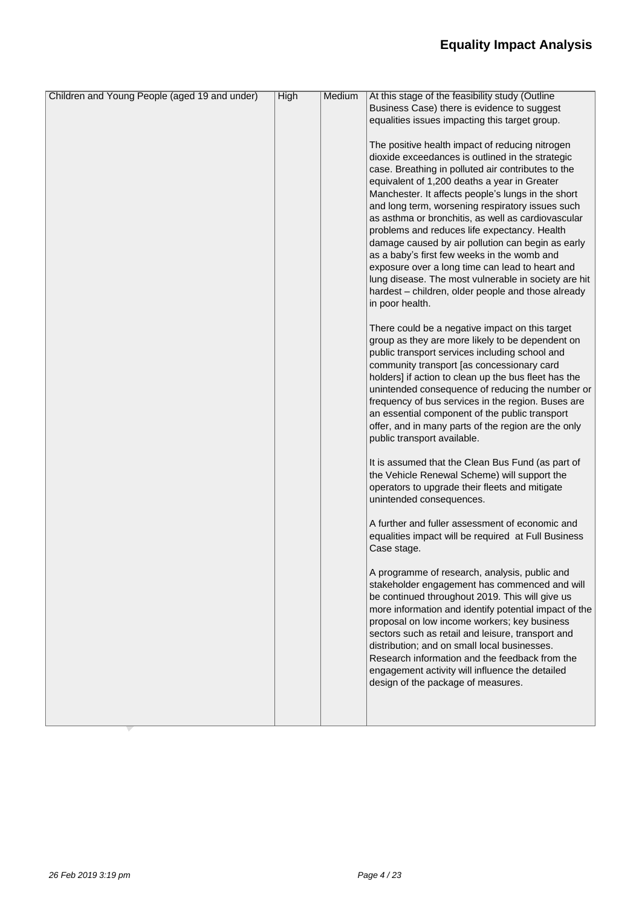| Children and Young People (aged 19 and under) | High | Medium | At this stage of the feasibility study (Outline Business Case) there is evidence to suggest equalities issues impacting this target group.<br><br>The positive health impact of reducing nitrogen dioxide exceedances is outlined in the strategic case. Breathing in polluted air contributes to the equivalent of 1,200 deaths a year in Greater Manchester. It affects people's lungs in the short and long term, worsening respiratory issues such as asthma or bronchitis, as well as cardiovascular problems and reduces life expectancy. Health damage caused by air pollution can begin as early as a baby's first few weeks in the womb and exposure over a long time can lead to heart and lung disease. The most vulnerable in society are hit hardest – children, older people and those already in poor health.<br><br>There could be a negative impact on this target group as they are more likely to be dependent on public transport services including school and community transport [as concessionary card holders] if action to clean up the bus fleet has the unintended consequence of reducing the number or frequency of bus services in the region. Buses are an essential component of the public transport offer, and in many parts of the region are the only public transport available.<br><br>It is assumed that the Clean Bus Fund (as part of the Vehicle Renewal Scheme) will support the operators to upgrade their fleets and mitigate unintended consequences.<br><br>A further and fuller assessment of economic and equalities impact will be required at Full Business Case stage.<br><br>A programme of research, analysis, public and stakeholder engagement has commenced and will be continued throughout 2019. This will give us more information and identify potential impact of the proposal on low income workers; key business sectors such as retail and leisure, transport and distribution; and on small local businesses. Research information and the feedback from the engagement activity will influence the detailed design of the package of measures. |
|---|---|---|---|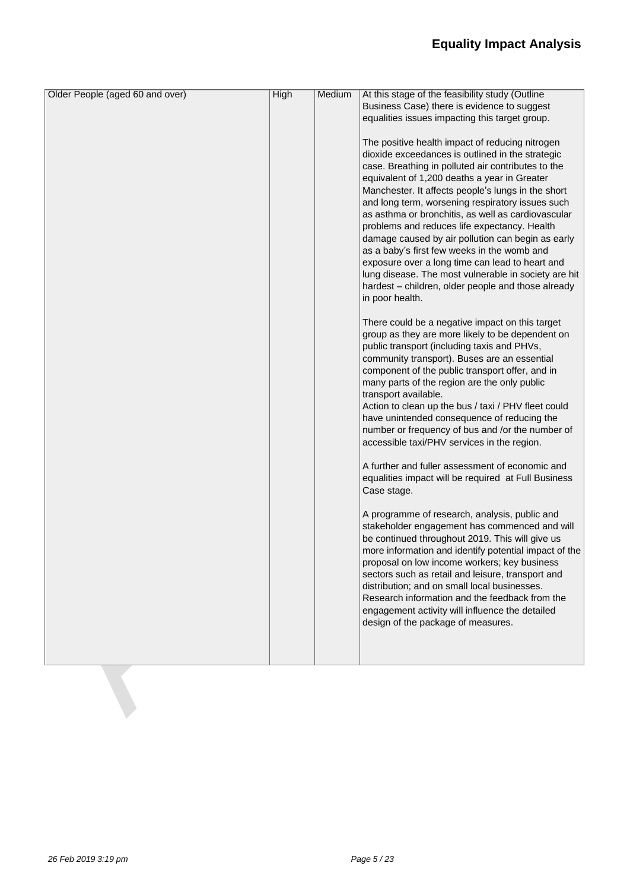| Older People (aged 60 and over) | High | Medium | At this stage of the feasibility study (Outline Business Case) there is evidence to suggest equalities issues impacting this target group.<br><br>The positive health impact of reducing nitrogen dioxide exceedances is outlined in the strategic case. Breathing in polluted air contributes to the equivalent of 1,200 deaths a year in Greater Manchester. It affects people's lungs in the short and long term, worsening respiratory issues such as asthma or bronchitis, as well as cardiovascular problems and reduces life expectancy. Health damage caused by air pollution can begin as early as a baby's first few weeks in the womb and exposure over a long time can lead to heart and lung disease. The most vulnerable in society are hit hardest – children, older people and those already in poor health.<br><br>There could be a negative impact on this target group as they are more likely to be dependent on public transport (including taxis and PHVs, community transport). Buses are an essential component of the public transport offer, and in many parts of the region are the only public transport available.<br>Action to clean up the bus / taxi / PHV fleet could have unintended consequence of reducing the number or frequency of bus and /or the number of accessible taxi/PHV services in the region.<br><br>A further and fuller assessment of economic and equalities impact will be required at Full Business Case stage.<br><br>A programme of research, analysis, public and stakeholder engagement has commenced and will be continued throughout 2019. This will give us more information and identify potential impact of the proposal on low income workers; key business sectors such as retail and leisure, transport and distribution; and on small local businesses. Research information and the feedback from the engagement activity will influence the detailed design of the package of measures. |
|---|---|---|---|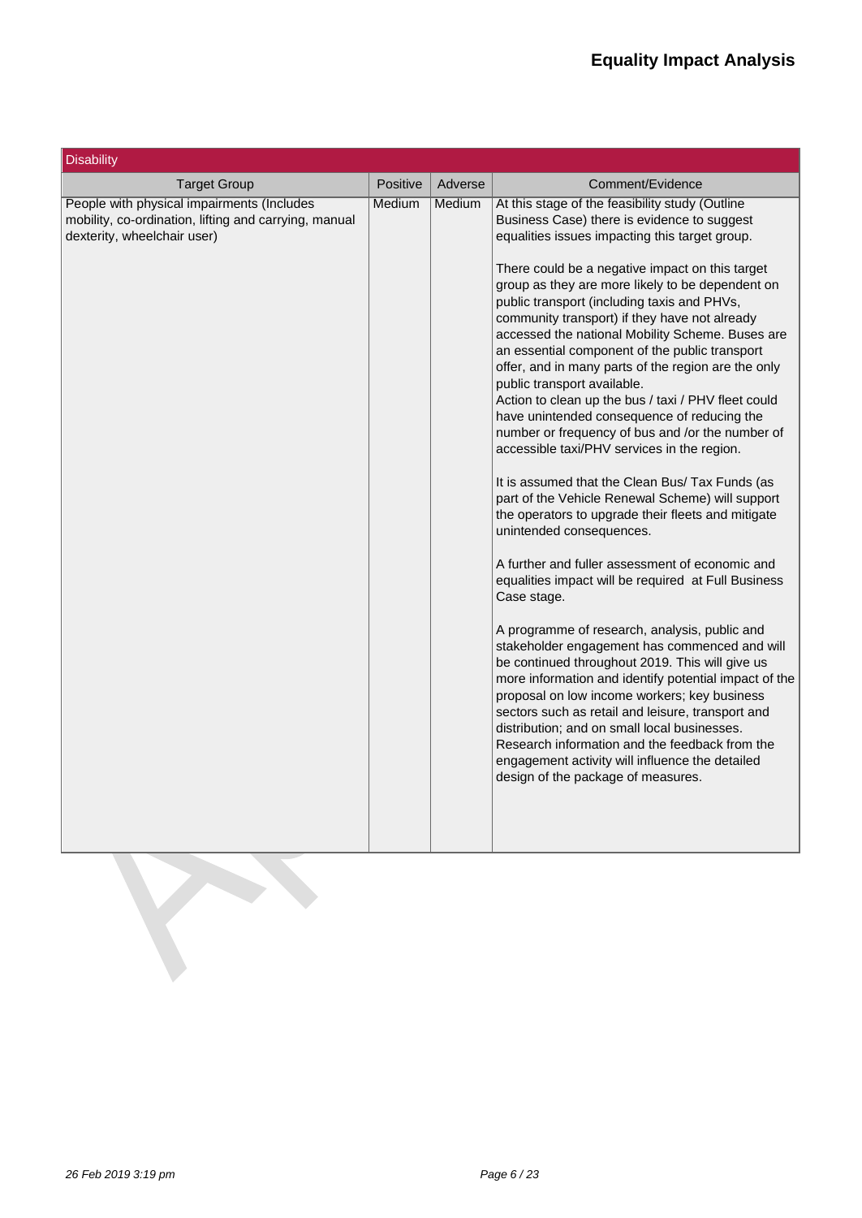## Equality Impact Analysis

| Disability | | | |
|---|---|---|---|
| **Target Group** | **Positive** | **Adverse** | **Comment/Evidence** |
| People with physical impairments (Includes mobility, co-ordination, lifting and carrying, manual dexterity, wheelchair user) | Medium | Medium | At this stage of the feasibility study (Outline Business Case) there is evidence to suggest equalities issues impacting this target group.<br><br>There could be a negative impact on this target group as they are more likely to be dependent on public transport (including taxis and PHVs, community transport) if they have not already accessed the national Mobility Scheme. Buses are an essential component of the public transport offer, and in many parts of the region are the only public transport available.<br>Action to clean up the bus / taxi / PHV fleet could have unintended consequence of reducing the number or frequency of bus and /or the number of accessible taxi/PHV services in the region.<br><br>It is assumed that the Clean Bus/ Tax Funds (as part of the Vehicle Renewal Scheme) will support the operators to upgrade their fleets and mitigate unintended consequences.<br><br>A further and fuller assessment of economic and equalities impact will be required at Full Business Case stage.<br><br>A programme of research, analysis, public and stakeholder engagement has commenced and will be continued throughout 2019. This will give us more information and identify potential impact of the proposal on low income workers; key business sectors such as retail and leisure, transport and distribution; and on small local businesses.<br>Research information and the feedback from the engagement activity will influence the detailed design of the package of measures. |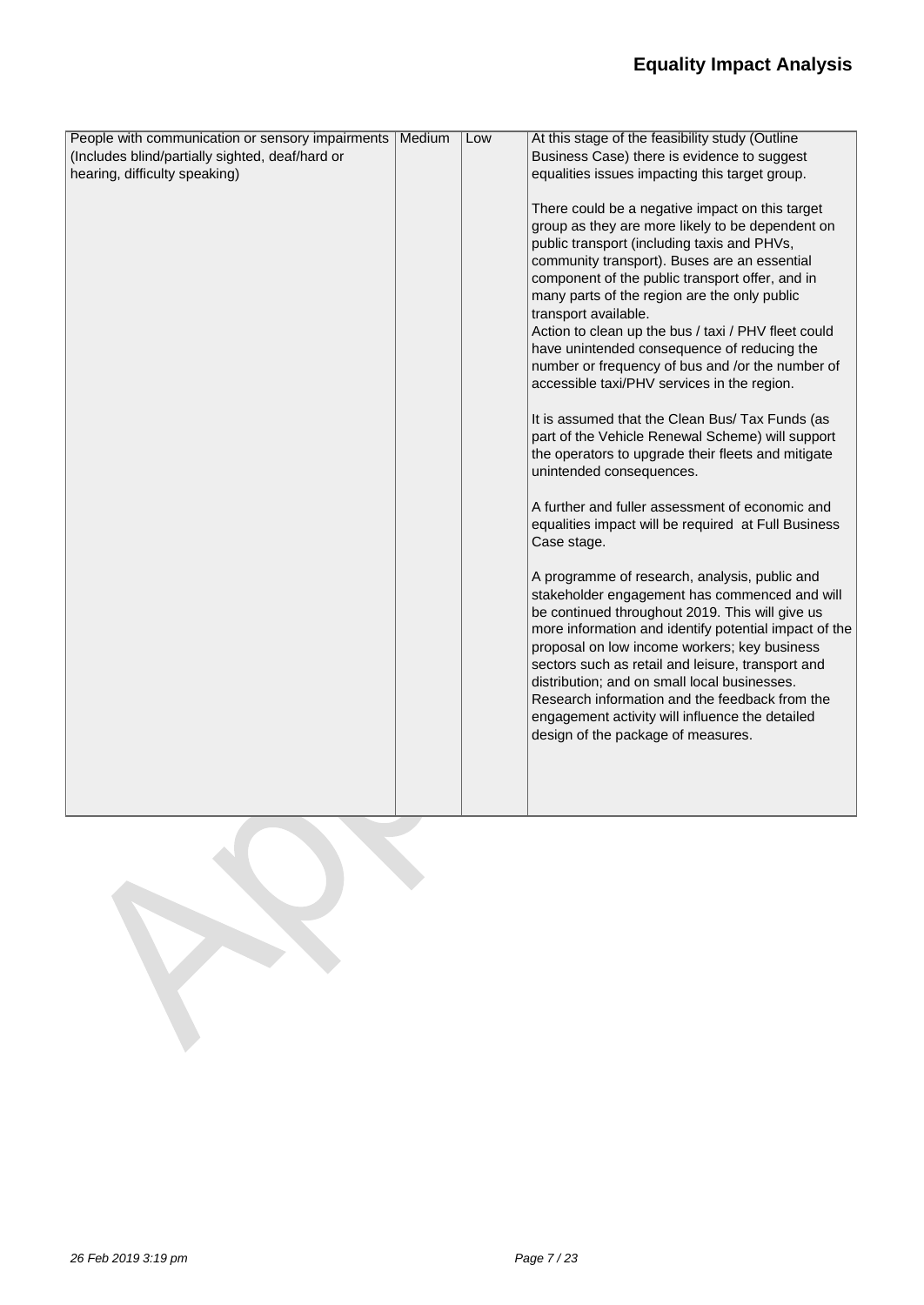| | | | |
|---|---|---|---|
| People with communication or sensory impairments (Includes blind/partially sighted, deaf/hard or hearing, difficulty speaking) | Medium | Low | At this stage of the feasibility study (Outline Business Case) there is evidence to suggest equalities issues impacting this target group.<br><br>There could be a negative impact on this target group as they are more likely to be dependent on public transport (including taxis and PHVs, community transport). Buses are an essential component of the public transport offer, and in many parts of the region are the only public transport available.<br>Action to clean up the bus / taxi / PHV fleet could have unintended consequence of reducing the number or frequency of bus and /or the number of accessible taxi/PHV services in the region.<br><br>It is assumed that the Clean Bus/ Tax Funds (as part of the Vehicle Renewal Scheme) will support the operators to upgrade their fleets and mitigate unintended consequences.<br><br>A further and fuller assessment of economic and equalities impact will be required at Full Business Case stage.<br><br>A programme of research, analysis, public and stakeholder engagement has commenced and will be continued throughout 2019. This will give us more information and identify potential impact of the proposal on low income workers; key business sectors such as retail and leisure, transport and distribution; and on small local businesses. Research information and the feedback from the engagement activity will influence the detailed design of the package of measures. |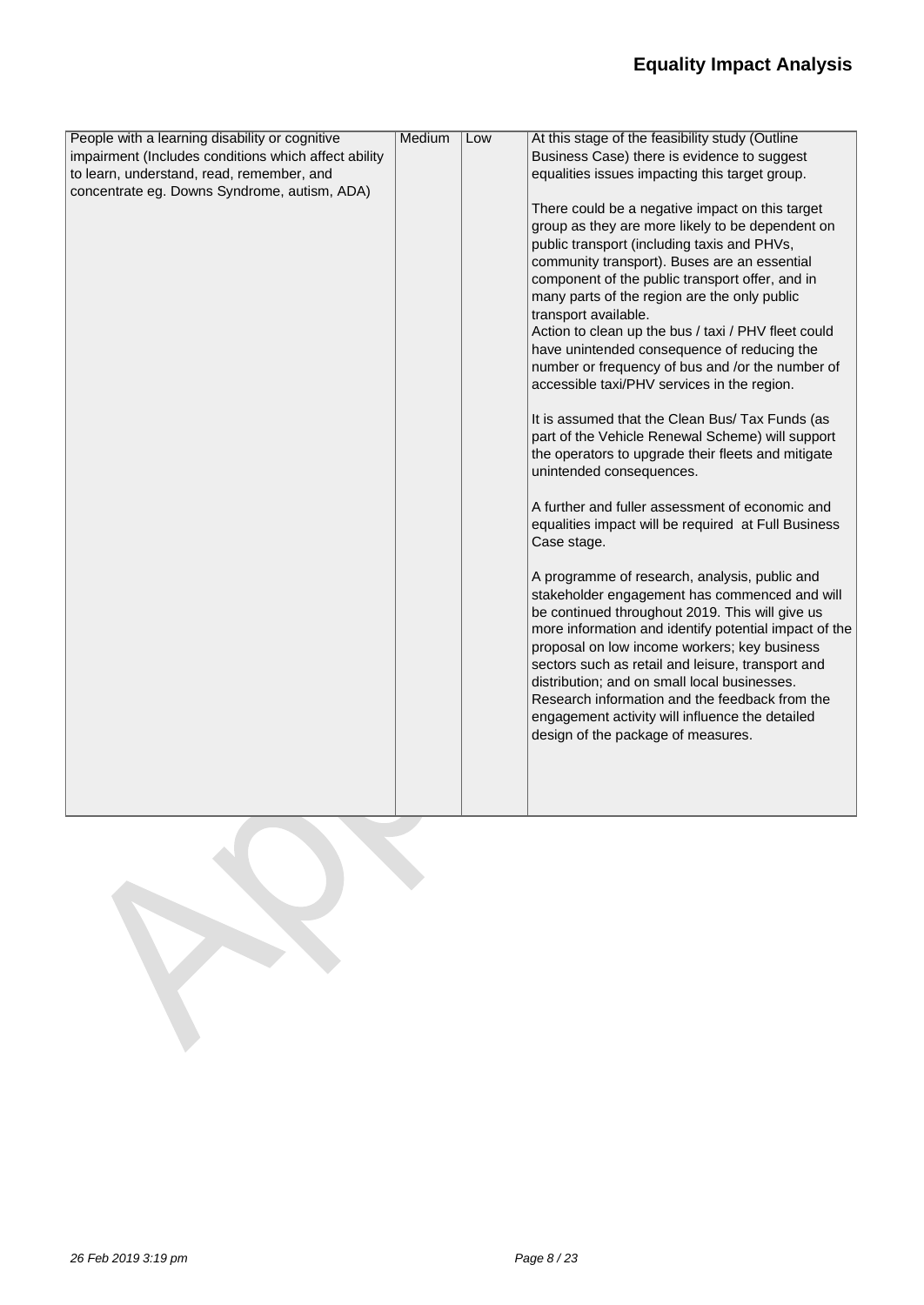| People with a learning disability or cognitive impairment (Includes conditions which affect ability to learn, understand, read, remember, and concentrate eg. Downs Syndrome, autism, ADA) | Medium | Low | At this stage of the feasibility study (Outline Business Case) there is evidence to suggest equalities issues impacting this target group.<br><br>There could be a negative impact on this target group as they are more likely to be dependent on public transport (including taxis and PHVs, community transport). Buses are an essential component of the public transport offer, and in many parts of the region are the only public transport available.<br>Action to clean up the bus / taxi / PHV fleet could have unintended consequence of reducing the number or frequency of bus and /or the number of accessible taxi/PHV services in the region.<br><br>It is assumed that the Clean Bus/ Tax Funds (as part of the Vehicle Renewal Scheme) will support the operators to upgrade their fleets and mitigate unintended consequences.<br><br>A further and fuller assessment of economic and equalities impact will be required at Full Business Case stage.<br><br>A programme of research, analysis, public and stakeholder engagement has commenced and will be continued throughout 2019. This will give us more information and identify potential impact of the proposal on low income workers; key business sectors such as retail and leisure, transport and distribution; and on small local businesses. Research information and the feedback from the engagement activity will influence the detailed design of the package of measures. |
|---|---|---|---|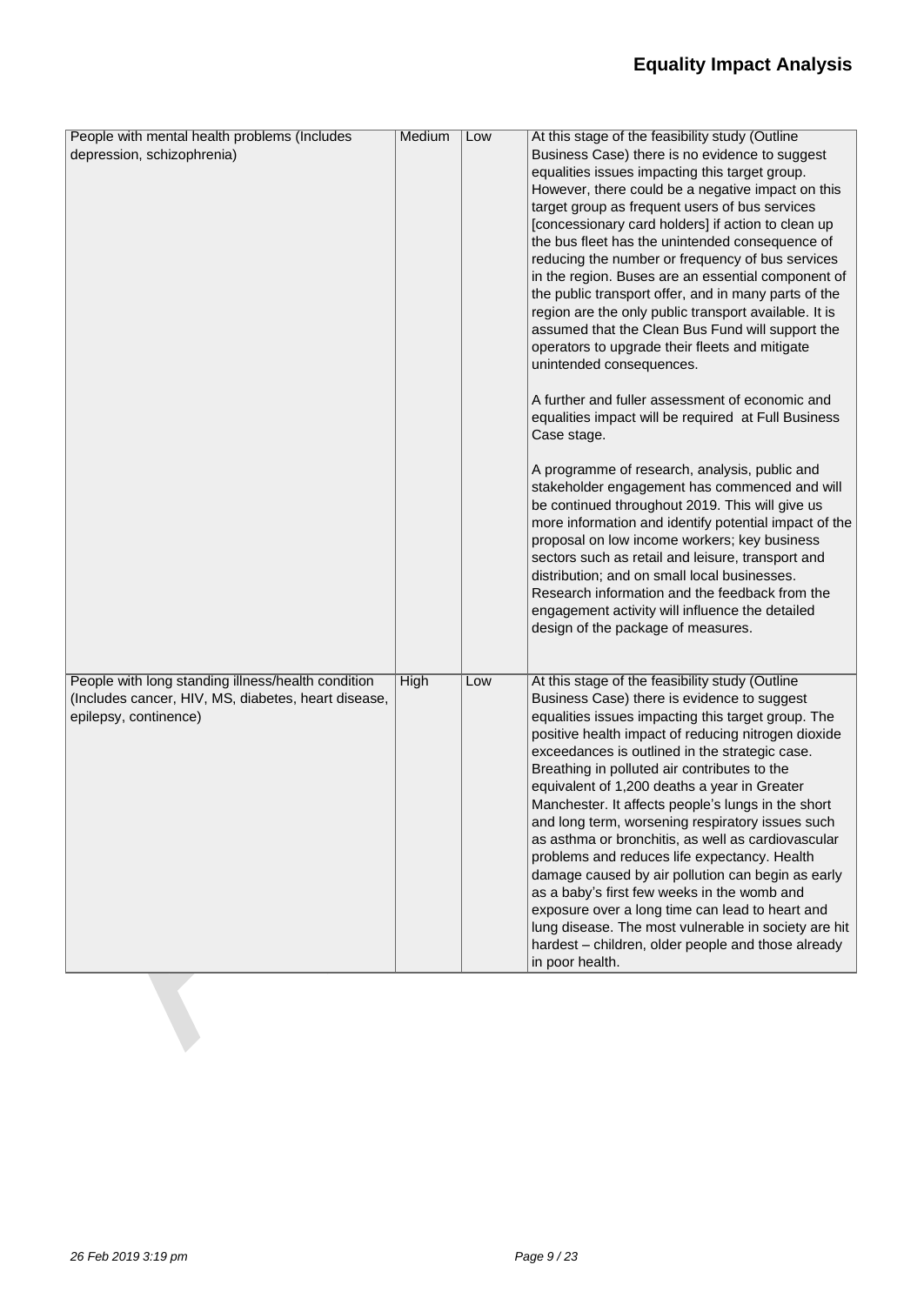| | | | |
|---|---|---|---|
| People with mental health problems (Includes depression, schizophrenia) | Medium | Low | At this stage of the feasibility study (Outline Business Case) there is no evidence to suggest equalities issues impacting this target group. However, there could be a negative impact on this target group as frequent users of bus services [concessionary card holders] if action to clean up the bus fleet has the unintended consequence of reducing the number or frequency of bus services in the region. Buses are an essential component of the public transport offer, and in many parts of the region are the only public transport available. It is assumed that the Clean Bus Fund will support the operators to upgrade their fleets and mitigate unintended consequences.<br><br>A further and fuller assessment of economic and equalities impact will be required at Full Business Case stage.<br><br>A programme of research, analysis, public and stakeholder engagement has commenced and will be continued throughout 2019. This will give us more information and identify potential impact of the proposal on low income workers; key business sectors such as retail and leisure, transport and distribution; and on small local businesses. Research information and the feedback from the engagement activity will influence the detailed design of the package of measures. |
| People with long standing illness/health condition (Includes cancer, HIV, MS, diabetes, heart disease, epilepsy, continence) | High | Low | At this stage of the feasibility study (Outline Business Case) there is evidence to suggest equalities issues impacting this target group. The positive health impact of reducing nitrogen dioxide exceedances is outlined in the strategic case. Breathing in polluted air contributes to the equivalent of 1,200 deaths a year in Greater Manchester. It affects people's lungs in the short and long term, worsening respiratory issues such as asthma or bronchitis, as well as cardiovascular problems and reduces life expectancy. Health damage caused by air pollution can begin as early as a baby's first few weeks in the womb and exposure over a long time can lead to heart and lung disease. The most vulnerable in society are hit hardest – children, older people and those already in poor health. |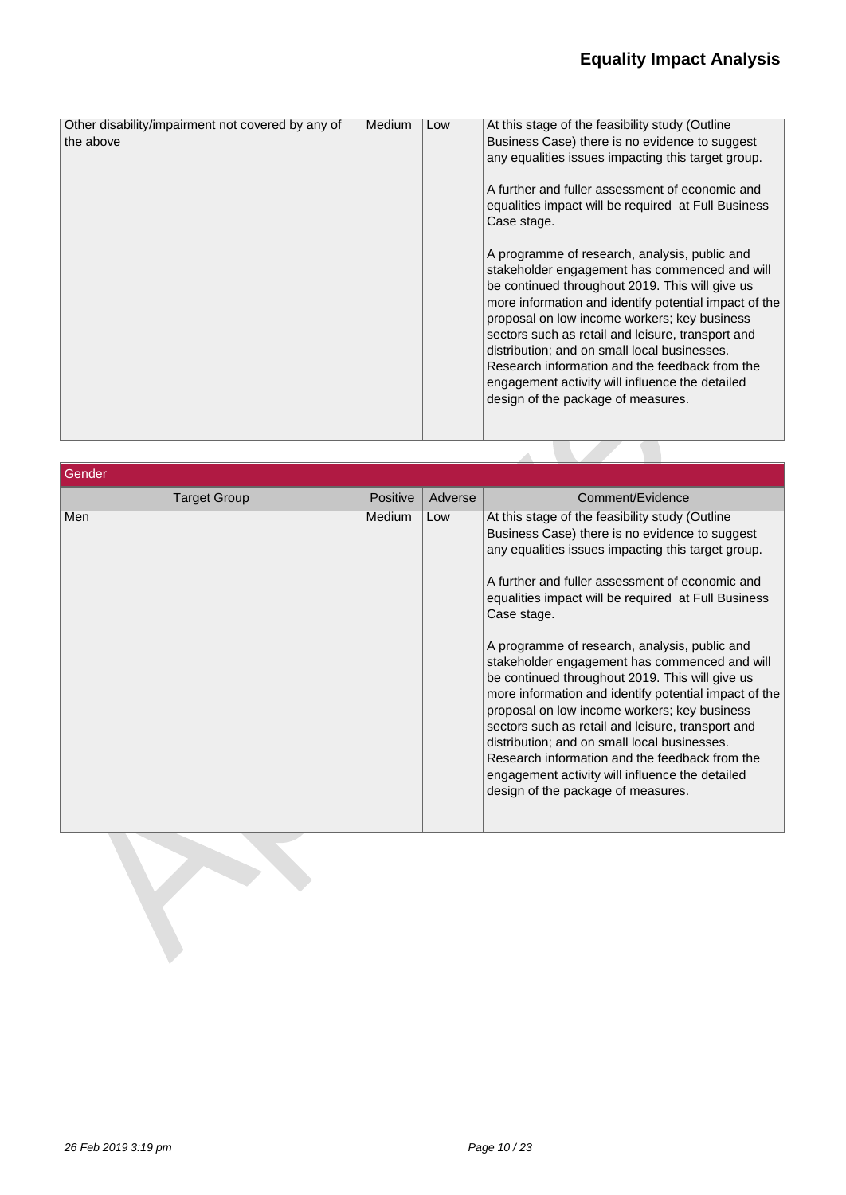| Other disability/impairment not covered by any of the above | Medium | Low | At this stage of the feasibility study (Outline Business Case) there is no evidence to suggest any equalities issues impacting this target group.<br><br>A further and fuller assessment of economic and equalities impact will be required at Full Business Case stage.<br><br>A programme of research, analysis, public and stakeholder engagement has commenced and will be continued throughout 2019. This will give us more information and identify potential impact of the proposal on low income workers; key business sectors such as retail and leisure, transport and distribution; and on small local businesses. Research information and the feedback from the engagement activity will influence the detailed design of the package of measures. |
|---|---|---|---|

| Gender | | | |
|---|---|---|---|
| Target Group | Positive | Adverse | Comment/Evidence |
| Men | Medium | Low | At this stage of the feasibility study (Outline Business Case) there is no evidence to suggest any equalities issues impacting this target group.<br><br>A further and fuller assessment of economic and equalities impact will be required at Full Business Case stage.<br><br>A programme of research, analysis, public and stakeholder engagement has commenced and will be continued throughout 2019. This will give us more information and identify potential impact of the proposal on low income workers; key business sectors such as retail and leisure, transport and distribution; and on small local businesses. Research information and the feedback from the engagement activity will influence the detailed design of the package of measures. |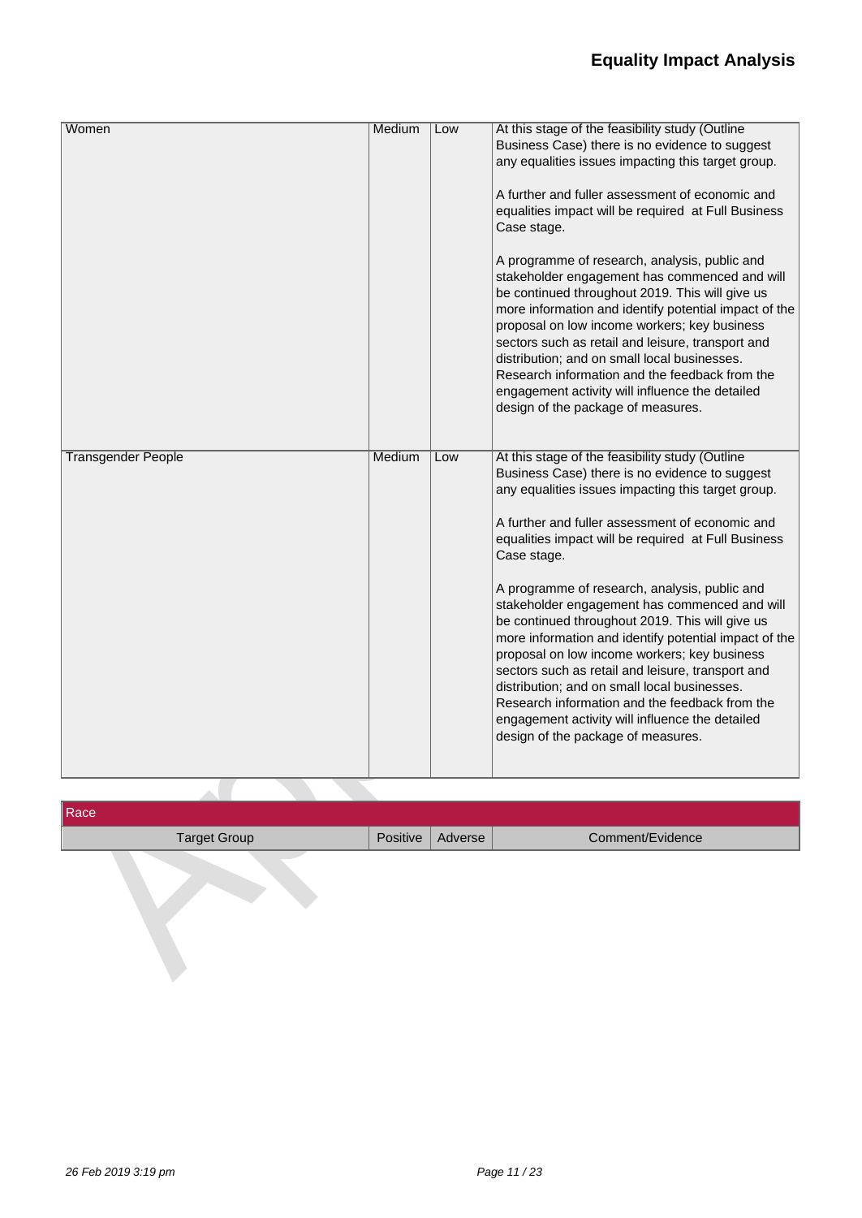| Women | Medium | Low | At this stage of the feasibility study (Outline Business Case) there is no evidence to suggest any equalities issues impacting this target group.<br><br>A further and fuller assessment of economic and equalities impact will be required at Full Business Case stage.<br><br>A programme of research, analysis, public and stakeholder engagement has commenced and will be continued throughout 2019. This will give us more information and identify potential impact of the proposal on low income workers; key business sectors such as retail and leisure, transport and distribution; and on small local businesses. Research information and the feedback from the engagement activity will influence the detailed design of the package of measures. |
|---|---|---|---|
| Transgender People | Medium | Low | At this stage of the feasibility study (Outline Business Case) there is no evidence to suggest any equalities issues impacting this target group.<br><br>A further and fuller assessment of economic and equalities impact will be required at Full Business Case stage.<br><br>A programme of research, analysis, public and stakeholder engagement has commenced and will be continued throughout 2019. This will give us more information and identify potential impact of the proposal on low income workers; key business sectors such as retail and leisure, transport and distribution; and on small local businesses. Research information and the feedback from the engagement activity will influence the detailed design of the package of measures. |

| Race | | | |
|---|---|---|---|
| Target Group | Positive | Adverse | Comment/Evidence |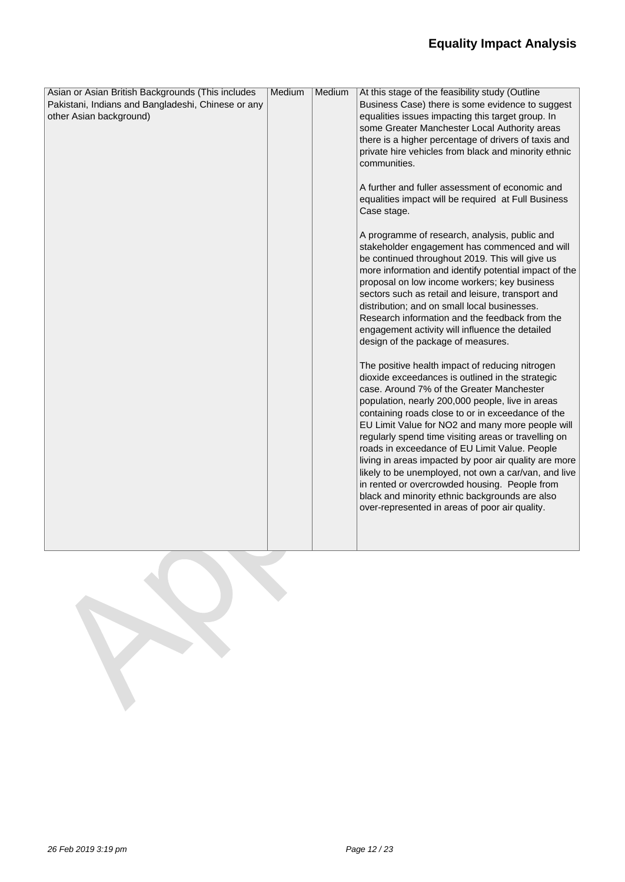| Asian or Asian British Backgrounds (This includes Pakistani, Indians and Bangladeshi, Chinese or any other Asian background) | Medium | Medium | At this stage of the feasibility study (Outline Business Case) there is some evidence to suggest equalities issues impacting this target group. In some Greater Manchester Local Authority areas there is a higher percentage of drivers of taxis and private hire vehicles from black and minority ethnic communities.<br><br>A further and fuller assessment of economic and equalities impact will be required at Full Business Case stage.<br><br>A programme of research, analysis, public and stakeholder engagement has commenced and will be continued throughout 2019. This will give us more information and identify potential impact of the proposal on low income workers; key business sectors such as retail and leisure, transport and distribution; and on small local businesses. Research information and the feedback from the engagement activity will influence the detailed design of the package of measures.<br><br>The positive health impact of reducing nitrogen dioxide exceedances is outlined in the strategic case. Around 7% of the Greater Manchester population, nearly 200,000 people, live in areas containing roads close to or in exceedance of the EU Limit Value for NO2 and many more people will regularly spend time visiting areas or travelling on roads in exceedance of EU Limit Value. People living in areas impacted by poor air quality are more likely to be unemployed, not own a car/van, and live in rented or overcrowded housing. People from black and minority ethnic backgrounds are also over-represented in areas of poor air quality. |
|---|---|---|---|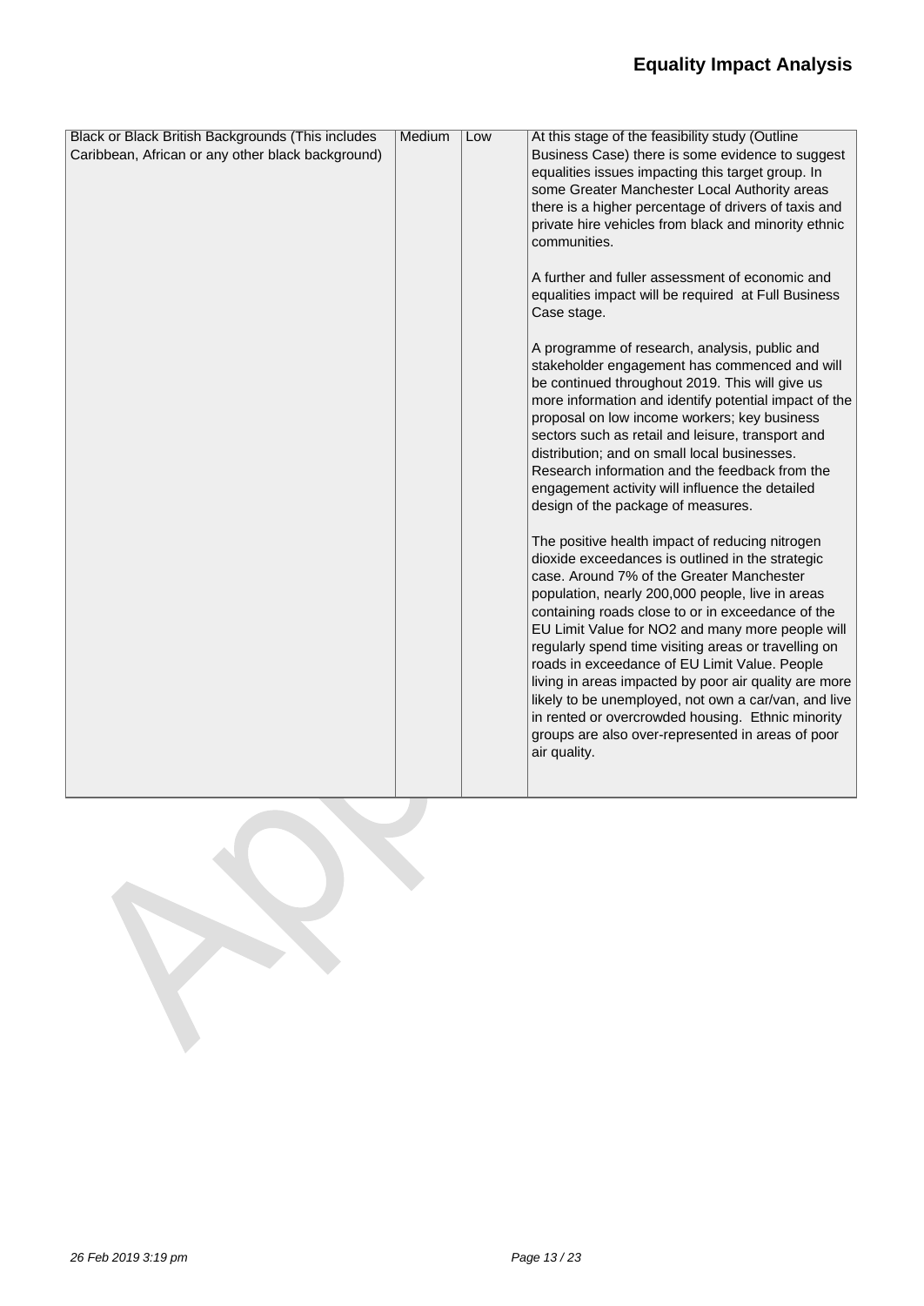| Black or Black British Backgrounds (This includes Caribbean, African or any other black background) | Medium | Low | At this stage of the feasibility study (Outline Business Case) there is some evidence to suggest equalities issues impacting this target group. In some Greater Manchester Local Authority areas there is a higher percentage of drivers of taxis and private hire vehicles from black and minority ethnic communities.<br><br>A further and fuller assessment of economic and equalities impact will be required at Full Business Case stage.<br><br>A programme of research, analysis, public and stakeholder engagement has commenced and will be continued throughout 2019. This will give us more information and identify potential impact of the proposal on low income workers; key business sectors such as retail and leisure, transport and distribution; and on small local businesses. Research information and the feedback from the engagement activity will influence the detailed design of the package of measures.<br><br>The positive health impact of reducing nitrogen dioxide exceedances is outlined in the strategic case. Around 7% of the Greater Manchester population, nearly 200,000 people, live in areas containing roads close to or in exceedance of the EU Limit Value for NO2 and many more people will regularly spend time visiting areas or travelling on roads in exceedance of EU Limit Value. People living in areas impacted by poor air quality are more likely to be unemployed, not own a car/van, and live in rented or overcrowded housing. Ethnic minority groups are also over-represented in areas of poor air quality. |
|---|---|---|---|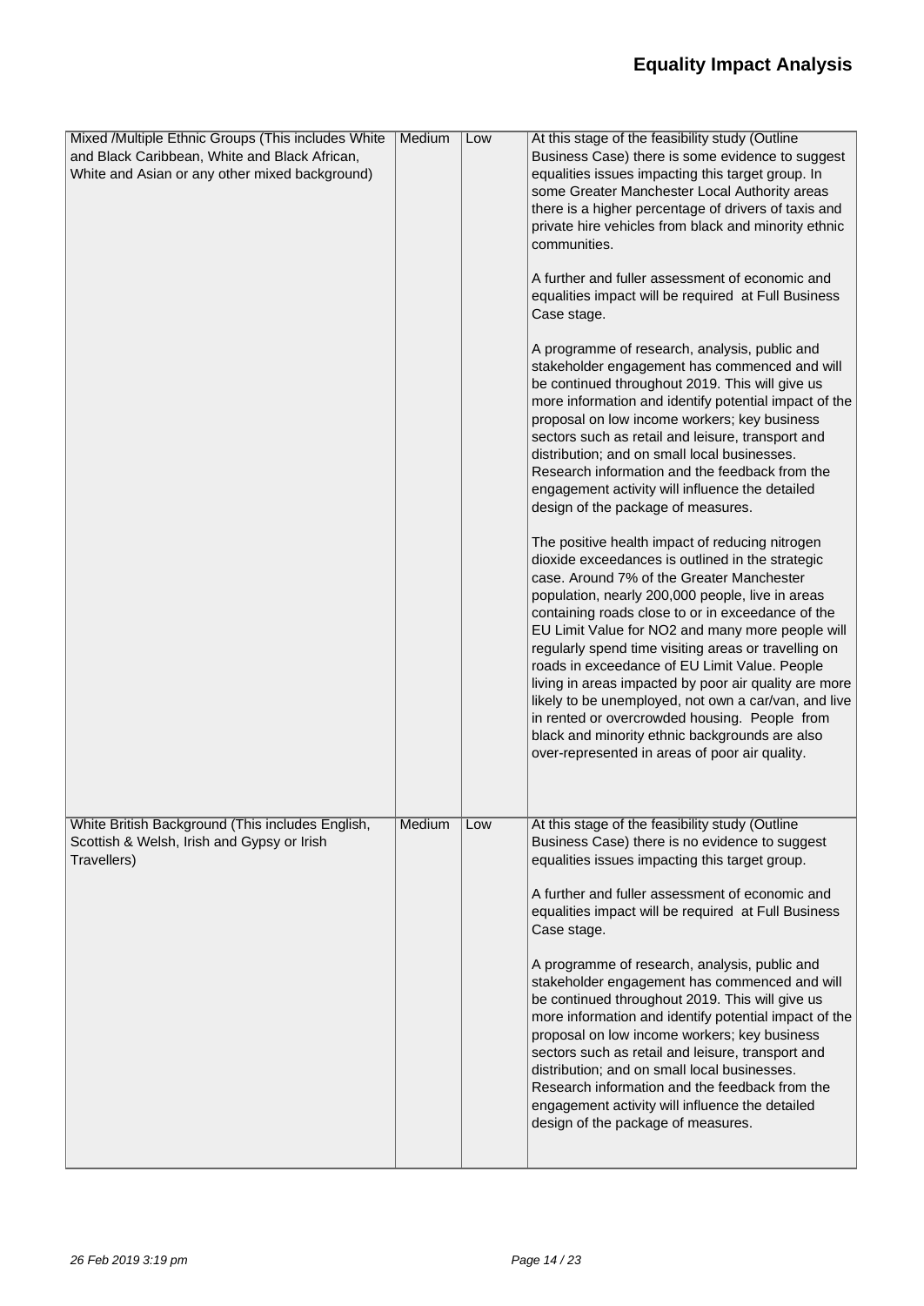| | | | |
|---|---|---|---|
| Mixed /Multiple Ethnic Groups (This includes White and Black Caribbean, White and Black African, White and Asian or any other mixed background) | Medium | Low | At this stage of the feasibility study (Outline Business Case) there is some evidence to suggest equalities issues impacting this target group. In some Greater Manchester Local Authority areas there is a higher percentage of drivers of taxis and private hire vehicles from black and minority ethnic communities.<br><br>A further and fuller assessment of economic and equalities impact will be required at Full Business Case stage.<br><br>A programme of research, analysis, public and stakeholder engagement has commenced and will be continued throughout 2019. This will give us more information and identify potential impact of the proposal on low income workers; key business sectors such as retail and leisure, transport and distribution; and on small local businesses. Research information and the feedback from the engagement activity will influence the detailed design of the package of measures.<br><br>The positive health impact of reducing nitrogen dioxide exceedances is outlined in the strategic case. Around 7% of the Greater Manchester population, nearly 200,000 people, live in areas containing roads close to or in exceedance of the EU Limit Value for NO2 and many more people will regularly spend time visiting areas or travelling on roads in exceedance of EU Limit Value. People living in areas impacted by poor air quality are more likely to be unemployed, not own a car/van, and live in rented or overcrowded housing. People from black and minority ethnic backgrounds are also over-represented in areas of poor air quality. |
| White British Background (This includes English, Scottish & Welsh, Irish and Gypsy or Irish Travellers) | Medium | Low | At this stage of the feasibility study (Outline Business Case) there is no evidence to suggest equalities issues impacting this target group.<br><br>A further and fuller assessment of economic and equalities impact will be required at Full Business Case stage.<br><br>A programme of research, analysis, public and stakeholder engagement has commenced and will be continued throughout 2019. This will give us more information and identify potential impact of the proposal on low income workers; key business sectors such as retail and leisure, transport and distribution; and on small local businesses. Research information and the feedback from the engagement activity will influence the detailed design of the package of measures. |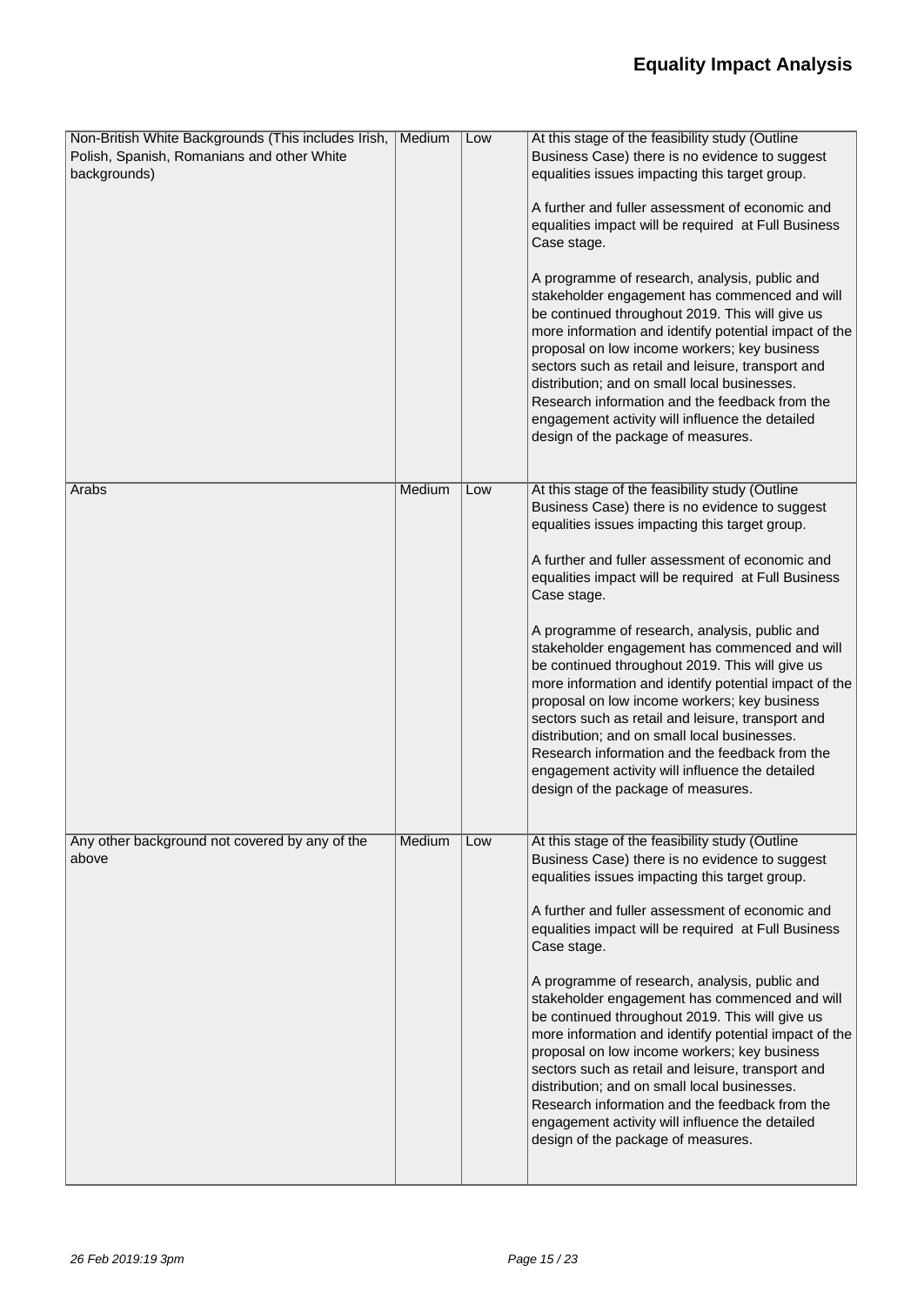| | | | |
|---|---|---|---|
| Non-British White Backgrounds (This includes Irish, Polish, Spanish, Romanians and other White backgrounds) | Medium | Low | At this stage of the feasibility study (Outline Business Case) there is no evidence to suggest equalities issues impacting this target group.<br><br>A further and fuller assessment of economic and equalities impact will be required at Full Business Case stage.<br><br>A programme of research, analysis, public and stakeholder engagement has commenced and will be continued throughout 2019. This will give us more information and identify potential impact of the proposal on low income workers; key business sectors such as retail and leisure, transport and distribution; and on small local businesses. Research information and the feedback from the engagement activity will influence the detailed design of the package of measures. |
| Arabs | Medium | Low | At this stage of the feasibility study (Outline Business Case) there is no evidence to suggest equalities issues impacting this target group.<br><br>A further and fuller assessment of economic and equalities impact will be required at Full Business Case stage.<br><br>A programme of research, analysis, public and stakeholder engagement has commenced and will be continued throughout 2019. This will give us more information and identify potential impact of the proposal on low income workers; key business sectors such as retail and leisure, transport and distribution; and on small local businesses. Research information and the feedback from the engagement activity will influence the detailed design of the package of measures. |
| Any other background not covered by any of the above | Medium | Low | At this stage of the feasibility study (Outline Business Case) there is no evidence to suggest equalities issues impacting this target group.<br><br>A further and fuller assessment of economic and equalities impact will be required at Full Business Case stage.<br><br>A programme of research, analysis, public and stakeholder engagement has commenced and will be continued throughout 2019. This will give us more information and identify potential impact of the proposal on low income workers; key business sectors such as retail and leisure, transport and distribution; and on small local businesses. Research information and the feedback from the engagement activity will influence the detailed design of the package of measures. |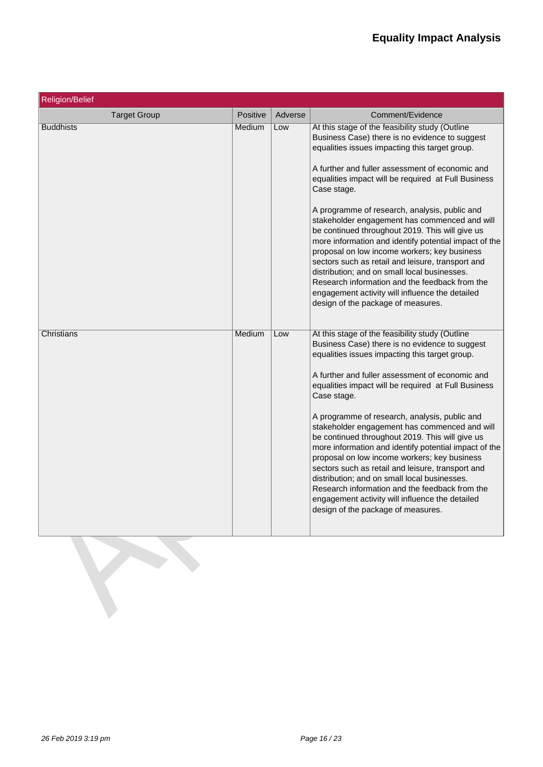# Equality Impact Analysis

| Religion/Belief | | | |
|---|---|---|---|
| Target Group | Positive | Adverse | Comment/Evidence |
| Buddhists | Medium | Low | At this stage of the feasibility study (Outline Business Case) there is no evidence to suggest equalities issues impacting this target group.<br><br>A further and fuller assessment of economic and equalities impact will be required at Full Business Case stage.<br><br>A programme of research, analysis, public and stakeholder engagement has commenced and will be continued throughout 2019. This will give us more information and identify potential impact of the proposal on low income workers; key business sectors such as retail and leisure, transport and distribution; and on small local businesses. Research information and the feedback from the engagement activity will influence the detailed design of the package of measures. |
| Christians | Medium | Low | At this stage of the feasibility study (Outline Business Case) there is no evidence to suggest equalities issues impacting this target group.<br><br>A further and fuller assessment of economic and equalities impact will be required at Full Business Case stage.<br><br>A programme of research, analysis, public and stakeholder engagement has commenced and will be continued throughout 2019. This will give us more information and identify potential impact of the proposal on low income workers; key business sectors such as retail and leisure, transport and distribution; and on small local businesses. Research information and the feedback from the engagement activity will influence the detailed design of the package of measures. |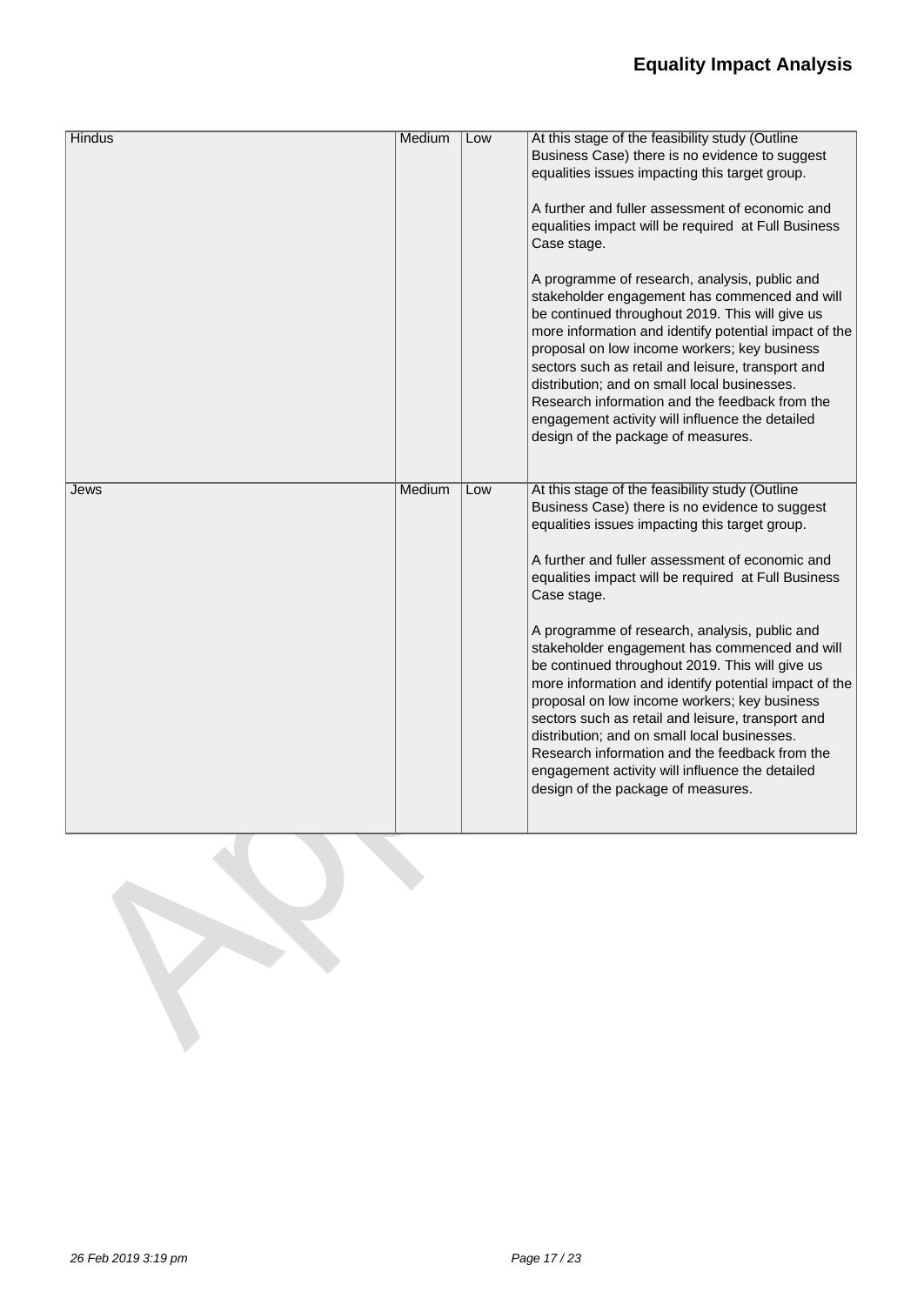| Hindus | Medium | Low | At this stage of the feasibility study (Outline Business Case) there is no evidence to suggest equalities issues impacting this target group.<br><br>A further and fuller assessment of economic and equalities impact will be required at Full Business Case stage.<br><br>A programme of research, analysis, public and stakeholder engagement has commenced and will be continued throughout 2019. This will give us more information and identify potential impact of the proposal on low income workers; key business sectors such as retail and leisure, transport and distribution; and on small local businesses. Research information and the feedback from the engagement activity will influence the detailed design of the package of measures. |
|---|---|---|---|
| Jews | Medium | Low | At this stage of the feasibility study (Outline Business Case) there is no evidence to suggest equalities issues impacting this target group.<br><br>A further and fuller assessment of economic and equalities impact will be required at Full Business Case stage.<br><br>A programme of research, analysis, public and stakeholder engagement has commenced and will be continued throughout 2019. This will give us more information and identify potential impact of the proposal on low income workers; key business sectors such as retail and leisure, transport and distribution; and on small local businesses. Research information and the feedback from the engagement activity will influence the detailed design of the package of measures. |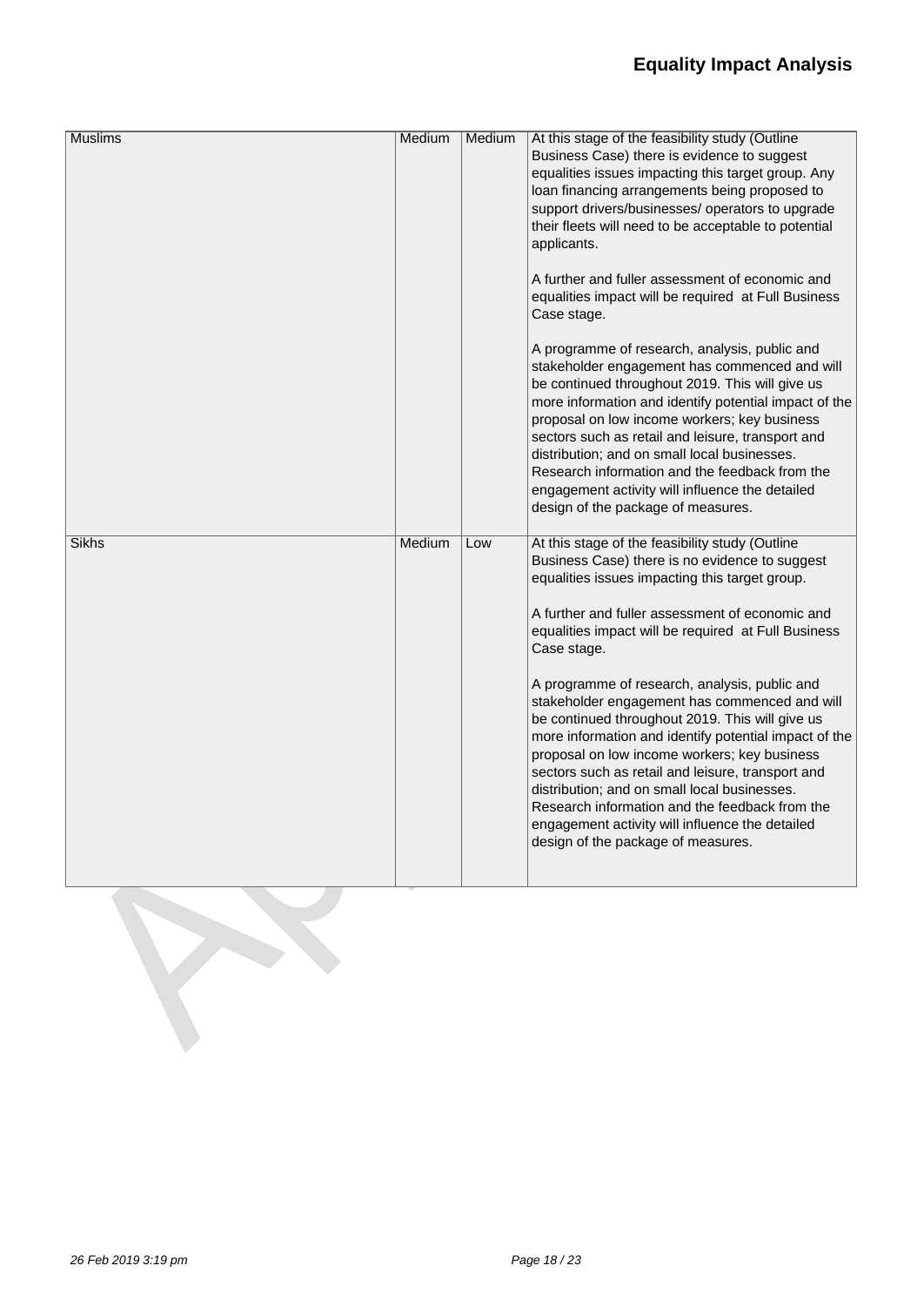| | | | |
|---|---|---|---|
| Muslims | Medium | Medium | At this stage of the feasibility study (Outline Business Case) there is evidence to suggest equalities issues impacting this target group. Any loan financing arrangements being proposed to support drivers/businesses/ operators to upgrade their fleets will need to be acceptable to potential applicants.<br><br>A further and fuller assessment of economic and equalities impact will be required at Full Business Case stage.<br><br>A programme of research, analysis, public and stakeholder engagement has commenced and will be continued throughout 2019. This will give us more information and identify potential impact of the proposal on low income workers; key business sectors such as retail and leisure, transport and distribution; and on small local businesses. Research information and the feedback from the engagement activity will influence the detailed design of the package of measures. |
| Sikhs | Medium | Low | At this stage of the feasibility study (Outline Business Case) there is no evidence to suggest equalities issues impacting this target group.<br><br>A further and fuller assessment of economic and equalities impact will be required at Full Business Case stage.<br><br>A programme of research, analysis, public and stakeholder engagement has commenced and will be continued throughout 2019. This will give us more information and identify potential impact of the proposal on low income workers; key business sectors such as retail and leisure, transport and distribution; and on small local businesses. Research information and the feedback from the engagement activity will influence the detailed design of the package of measures. |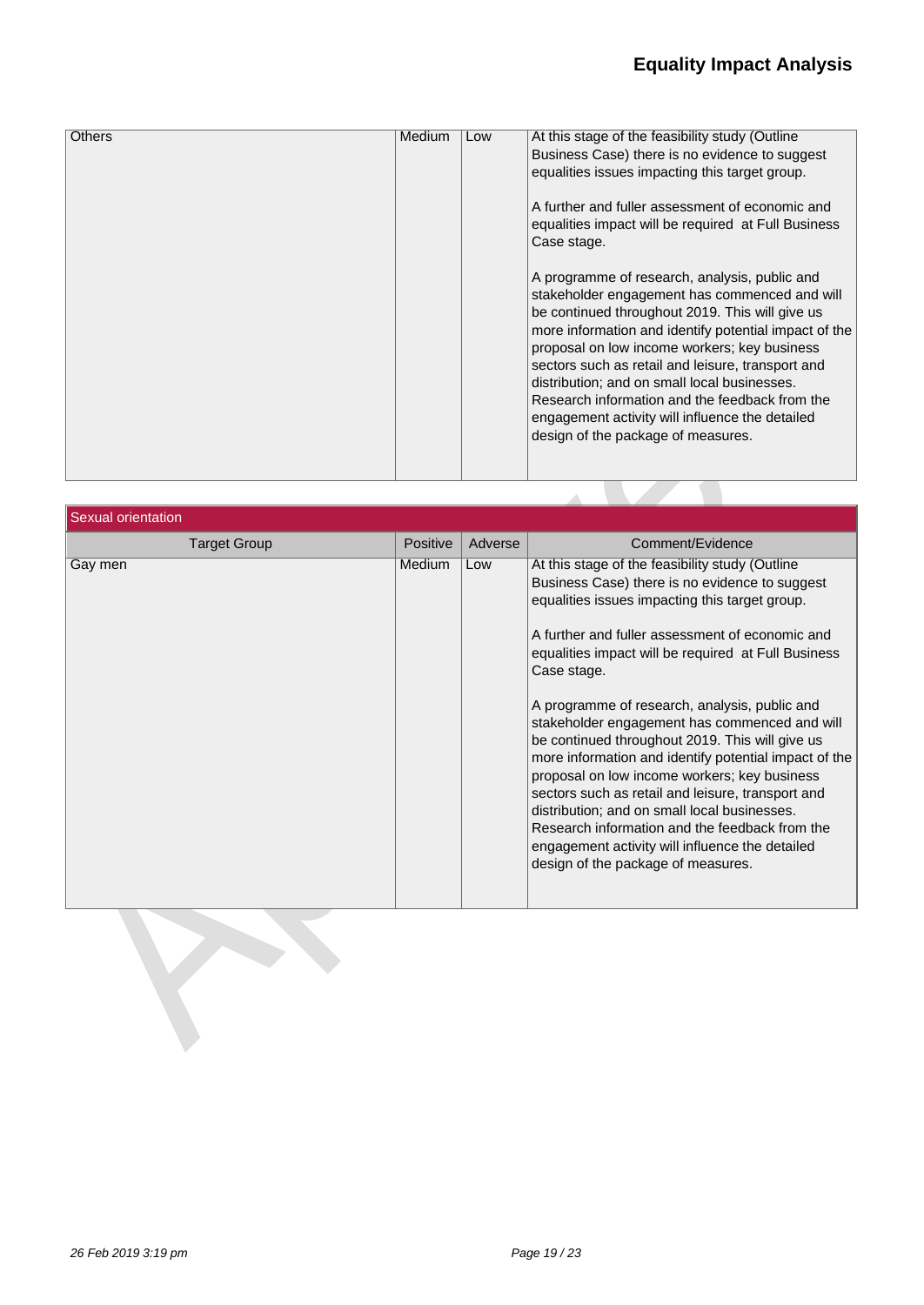| Others | Medium | Low | At this stage of the feasibility study (Outline Business Case) there is no evidence to suggest equalities issues impacting this target group.<br><br>A further and fuller assessment of economic and equalities impact will be required at Full Business Case stage.<br><br>A programme of research, analysis, public and stakeholder engagement has commenced and will be continued throughout 2019. This will give us more information and identify potential impact of the proposal on low income workers; key business sectors such as retail and leisure, transport and distribution; and on small local businesses. Research information and the feedback from the engagement activity will influence the detailed design of the package of measures. |
|---|---|---|---|

| Sexual orientation | | | |
|---|---|---|---|
| Target Group | Positive | Adverse | Comment/Evidence |
| Gay men | Medium | Low | At this stage of the feasibility study (Outline Business Case) there is no evidence to suggest equalities issues impacting this target group.<br><br>A further and fuller assessment of economic and equalities impact will be required at Full Business Case stage.<br><br>A programme of research, analysis, public and stakeholder engagement has commenced and will be continued throughout 2019. This will give us more information and identify potential impact of the proposal on low income workers; key business sectors such as retail and leisure, transport and distribution; and on small local businesses. Research information and the feedback from the engagement activity will influence the detailed design of the package of measures. |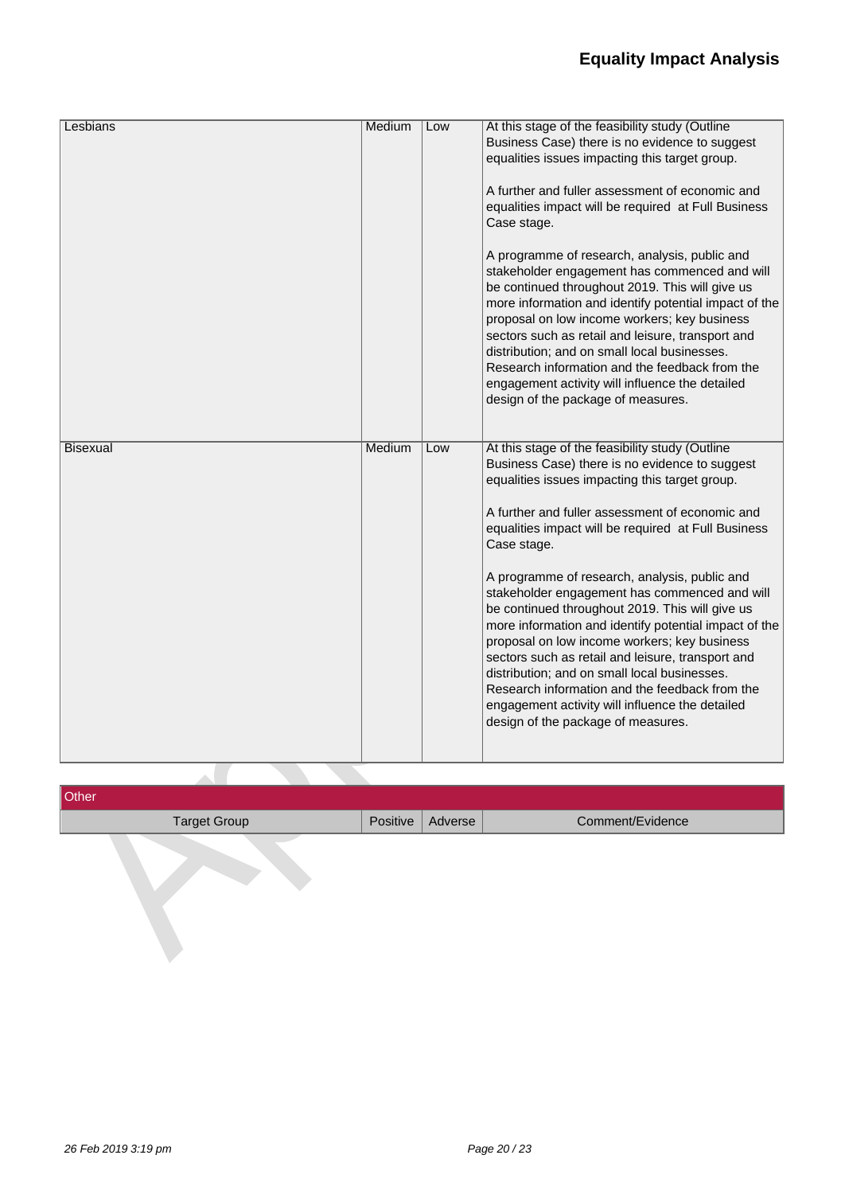| Lesbians | Medium | Low | At this stage of the feasibility study (Outline Business Case) there is no evidence to suggest equalities issues impacting this target group.<br><br>A further and fuller assessment of economic and equalities impact will be required at Full Business Case stage.<br><br>A programme of research, analysis, public and stakeholder engagement has commenced and will be continued throughout 2019. This will give us more information and identify potential impact of the proposal on low income workers; key business sectors such as retail and leisure, transport and distribution; and on small local businesses. Research information and the feedback from the engagement activity will influence the detailed design of the package of measures. |
|---|---|---|---|
| Bisexual | Medium | Low | At this stage of the feasibility study (Outline Business Case) there is no evidence to suggest equalities issues impacting this target group.<br><br>A further and fuller assessment of economic and equalities impact will be required at Full Business Case stage.<br><br>A programme of research, analysis, public and stakeholder engagement has commenced and will be continued throughout 2019. This will give us more information and identify potential impact of the proposal on low income workers; key business sectors such as retail and leisure, transport and distribution; and on small local businesses. Research information and the feedback from the engagement activity will influence the detailed design of the package of measures. |

**Other**

| Target Group | Positive | Adverse | Comment/Evidence |
|---|---|---|---|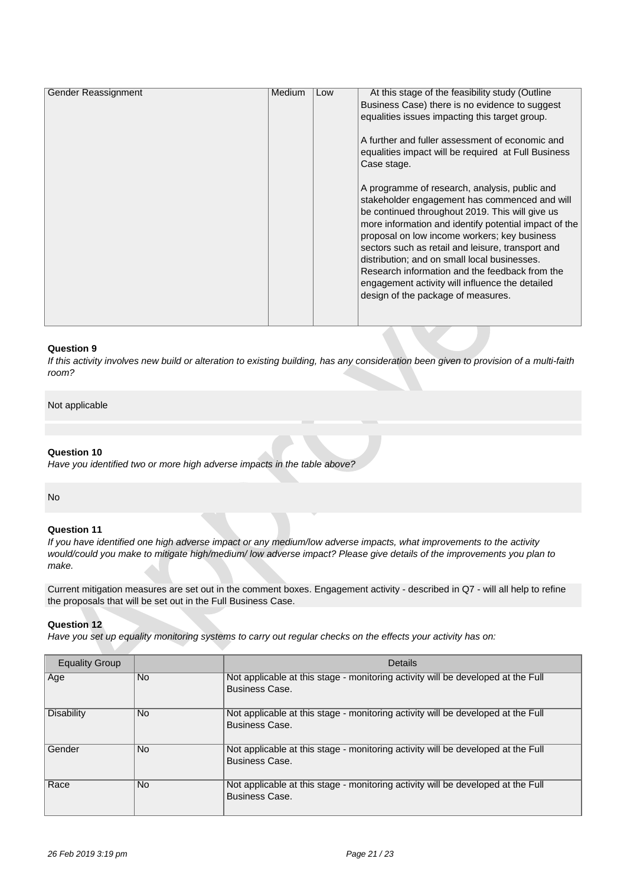| Gender Reassignment | Medium | Low | At this stage of the feasibility study (Outline Business Case) there is no evidence to suggest equalities issues impacting this target group.<br><br>A further and fuller assessment of economic and equalities impact will be required at Full Business Case stage.<br><br>A programme of research, analysis, public and stakeholder engagement has commenced and will be continued throughout 2019. This will give us more information and identify potential impact of the proposal on low income workers; key business sectors such as retail and leisure, transport and distribution; and on small local businesses. Research information and the feedback from the engagement activity will influence the detailed design of the package of measures. |
|---|---|---|---|

**Question 9**

*If this activity involves new build or alteration to existing building, has any consideration been given to provision of a multi-faith room?*

Not applicable

**Question 10**

*Have you identified two or more high adverse impacts in the table above?*

No

**Question 11**

*If you have identified one high adverse impact or any medium/low adverse impacts, what improvements to the activity would/could you make to mitigate high/medium/ low adverse impact? Please give details of the improvements you plan to make.*

Current mitigation measures are set out in the comment boxes. Engagement activity - described in Q7 - will all help to refine the proposals that will be set out in the Full Business Case.

**Question 12**

*Have you set up equality monitoring systems to carry out regular checks on the effects your activity has on:*

| Equality Group | | Details |
|---|---|---|
| Age | No | Not applicable at this stage - monitoring activity will be developed at the Full Business Case. |
| Disability | No | Not applicable at this stage - monitoring activity will be developed at the Full Business Case. |
| Gender | No | Not applicable at this stage - monitoring activity will be developed at the Full Business Case. |
| Race | No | Not applicable at this stage - monitoring activity will be developed at the Full Business Case. |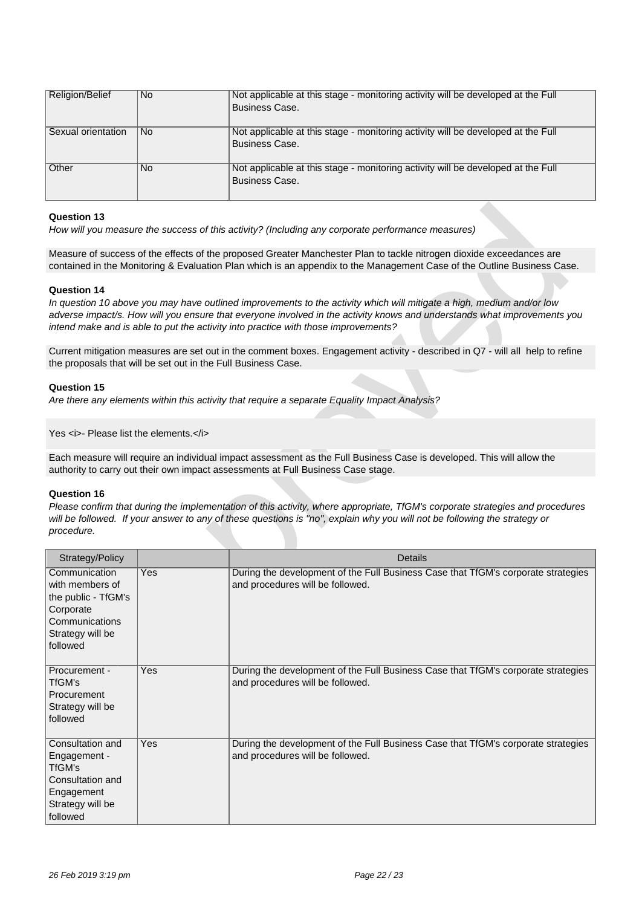| Religion/Belief | No | Not applicable at this stage - monitoring activity will be developed at the Full Business Case. |
|---|---|---|
| Sexual orientation | No | Not applicable at this stage - monitoring activity will be developed at the Full Business Case. |
| Other | No | Not applicable at this stage - monitoring activity will be developed at the Full Business Case. |

**Question 13**

*How will you measure the success of this activity? (Including any corporate performance measures)*

Measure of success of the effects of the proposed Greater Manchester Plan to tackle nitrogen dioxide exceedances are contained in the Monitoring & Evaluation Plan which is an appendix to the Management Case of the Outline Business Case.

**Question 14**

*In question 10 above you may have outlined improvements to the activity which will mitigate a high, medium and/or low adverse impact/s. How will you ensure that everyone involved in the activity knows and understands what improvements you intend make and is able to put the activity into practice with those improvements?*

Current mitigation measures are set out in the comment boxes. Engagement activity - described in Q7 - will all help to refine the proposals that will be set out in the Full Business Case.

**Question 15**

*Are there any elements within this activity that require a separate Equality Impact Analysis?*

Yes <i>- Please list the elements.</i>

Each measure will require an individual impact assessment as the Full Business Case is developed. This will allow the authority to carry out their own impact assessments at Full Business Case stage.

**Question 16**

*Please confirm that during the implementation of this activity, where appropriate, TfGM's corporate strategies and procedures will be followed. If your answer to any of these questions is "no", explain why you will not be following the strategy or procedure.*

| Strategy/Policy | | Details |
|---|---|---|
| Communication with members of the public - TfGM's Corporate Communications Strategy will be followed | Yes | During the development of the Full Business Case that TfGM's corporate strategies and procedures will be followed. |
| Procurement - TfGM's Procurement Strategy will be followed | Yes | During the development of the Full Business Case that TfGM's corporate strategies and procedures will be followed. |
| Consultation and Engagement - TfGM's Consultation and Engagement Strategy will be followed | Yes | During the development of the Full Business Case that TfGM's corporate strategies and procedures will be followed. |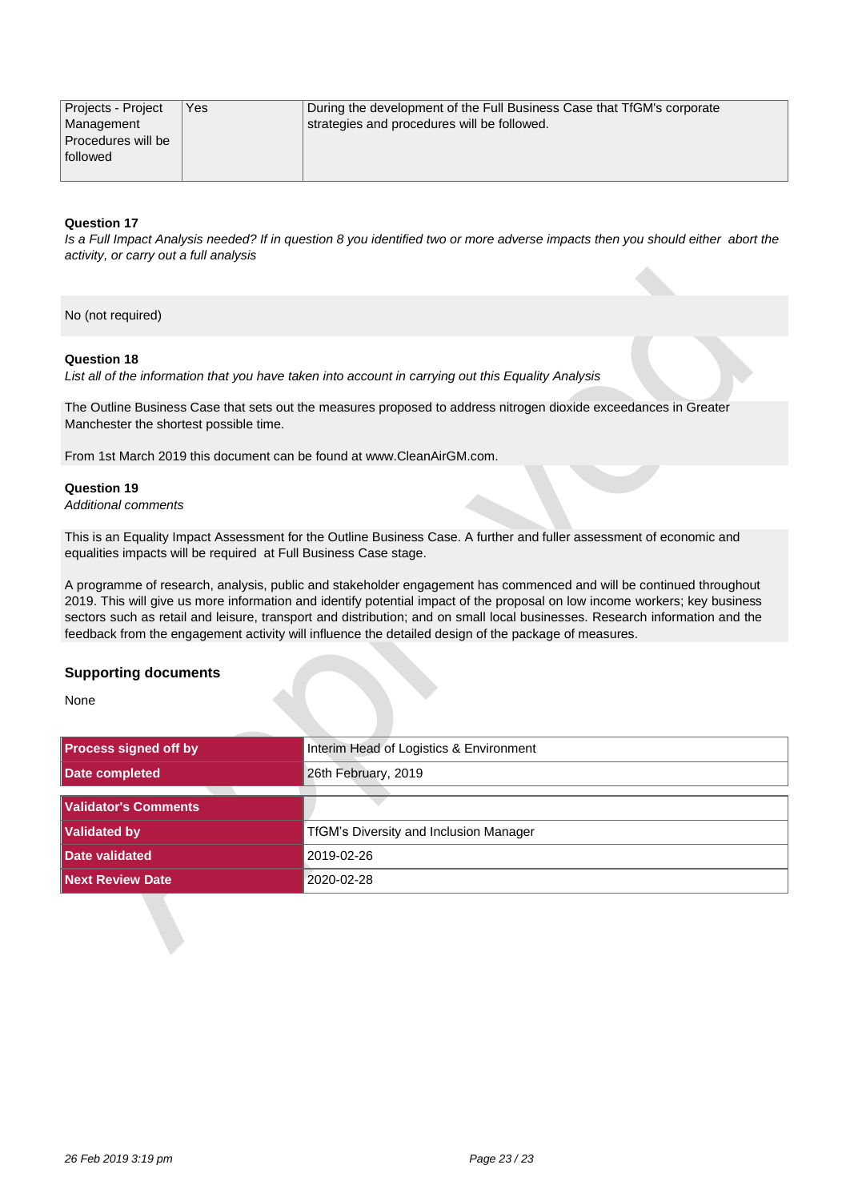| | | |
|---|---|---|
| Projects - Project Management Procedures will be followed | Yes | During the development of the Full Business Case that TfGM's corporate strategies and procedures will be followed. |

**Question 17**

*Is a Full Impact Analysis needed? If in question 8 you identified two or more adverse impacts then you should either abort the activity, or carry out a full analysis*

No (not required)

**Question 18**

*List all of the information that you have taken into account in carrying out this Equality Analysis*

The Outline Business Case that sets out the measures proposed to address nitrogen dioxide exceedances in Greater Manchester the shortest possible time.

From 1st March 2019 this document can be found at www.CleanAirGM.com.

**Question 19**

*Additional comments*

This is an Equality Impact Assessment for the Outline Business Case. A further and fuller assessment of economic and equalities impacts will be required at Full Business Case stage.

A programme of research, analysis, public and stakeholder engagement has commenced and will be continued throughout 2019. This will give us more information and identify potential impact of the proposal on low income workers; key business sectors such as retail and leisure, transport and distribution; and on small local businesses. Research information and the feedback from the engagement activity will influence the detailed design of the package of measures.

### Supporting documents

None

| | |
|---|---|
| **Process signed off by** | Interim Head of Logistics & Environment |
| **Date completed** | 26th February, 2019 |

| | |
|---|---|
| **Validator's Comments** | |
| **Validated by** | TfGM's Diversity and Inclusion Manager |
| **Date validated** | 2019-02-26 |
| **Next Review Date** | 2020-02-28 |